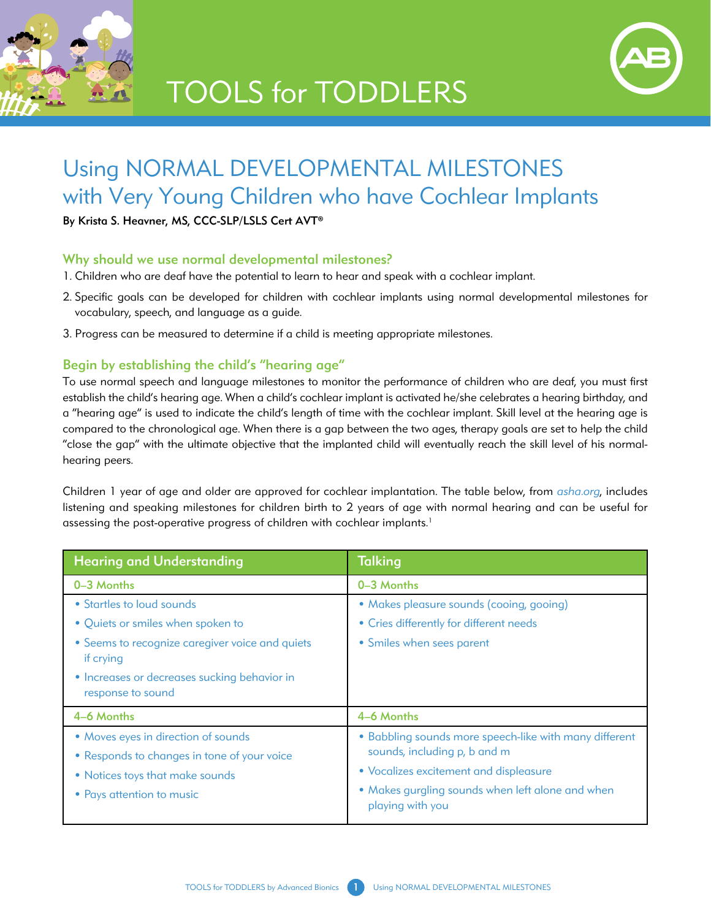# TOOLS for TODDLERS

## Using NORMAL DEVELOPMENTAL MILESTONES with Very Young Children who have Cochlear Implants

**By Krista S. Heavner, MS, CCC-SLP/LSLS Cert AVT®**

### Why should we use normal developmental milestones?

1. Children who are deaf have the potential to learn to hear and speak with a cochlear implant.
2. Specific goals can be developed for children with cochlear implants using normal developmental milestones for vocabulary, speech, and language as a guide.
3. Progress can be measured to determine if a child is meeting appropriate milestones.

### Begin by establishing the child's "hearing age"

To use normal speech and language milestones to monitor the performance of children who are deaf, you must first establish the child's hearing age. When a child's cochlear implant is activated he/she celebrates a hearing birthday, and a "hearing age" is used to indicate the child's length of time with the cochlear implant. Skill level at the hearing age is compared to the chronological age. When there is a gap between the two ages, therapy goals are set to help the child "close the gap" with the ultimate objective that the implanted child will eventually reach the skill level of his normal-hearing peers.

Children 1 year of age and older are approved for cochlear implantation. The table below, from *asha.org*, includes listening and speaking milestones for children birth to 2 years of age with normal hearing and can be useful for assessing the post-operative progress of children with cochlear implants.[1]

| Hearing and Understanding | Talking |
|---|---|
| **0–3 Months** | **0–3 Months** |
| • Startles to loud sounds<br>• Quiets or smiles when spoken to<br>• Seems to recognize caregiver voice and quiets if crying<br>• Increases or decreases sucking behavior in response to sound | • Makes pleasure sounds (cooing, gooing)<br>• Cries differently for different needs<br>• Smiles when sees parent |
| **4–6 Months** | **4–6 Months** |
| • Moves eyes in direction of sounds<br>• Responds to changes in tone of your voice<br>• Notices toys that make sounds<br>• Pays attention to music | • Babbling sounds more speech-like with many different sounds, including p, b and m<br>• Vocalizes excitement and displeasure<br>• Makes gurgling sounds when left alone and when playing with you |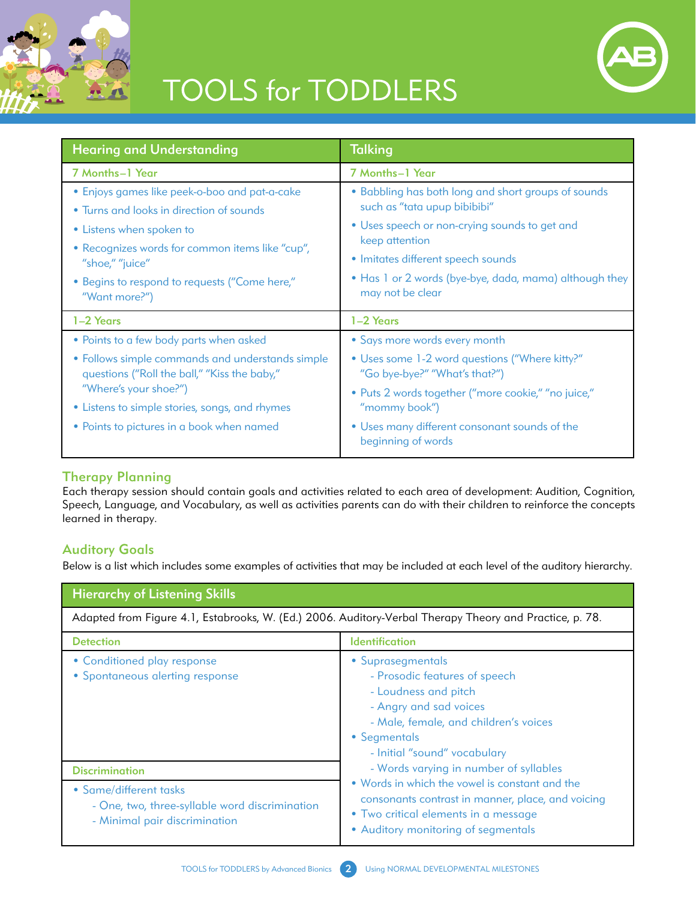# TOOLS for TODDLERS

| Hearing and Understanding | Talking |
|---|---|
| **7 Months–1 Year** | **7 Months–1 Year** |
| • Enjoys games like peek-o-boo and pat-a-cake<br>• Turns and looks in direction of sounds<br>• Listens when spoken to<br>• Recognizes words for common items like "cup", "shoe," "juice"<br>• Begins to respond to requests ("Come here," "Want more?") | • Babbling has both long and short groups of sounds such as "tata upup bibibibi"<br>• Uses speech or non-crying sounds to get and keep attention<br>• Imitates different speech sounds<br>• Has 1 or 2 words (bye-bye, dada, mama) although they may not be clear |
| **1–2 Years** | **1–2 Years** |
| • Points to a few body parts when asked<br>• Follows simple commands and understands simple questions ("Roll the ball," "Kiss the baby," "Where's your shoe?")<br>• Listens to simple stories, songs, and rhymes<br>• Points to pictures in a book when named | • Says more words every month<br>• Uses some 1-2 word questions ("Where kitty?" "Go bye-bye?" "What's that?")<br>• Puts 2 words together ("more cookie," "no juice," "mommy book")<br>• Uses many different consonant sounds of the beginning of words |

## Therapy Planning

Each therapy session should contain goals and activities related to each area of development: Audition, Cognition, Speech, Language, and Vocabulary, as well as activities parents can do with their children to reinforce the concepts learned in therapy.

## Auditory Goals

Below is a list which includes some examples of activities that may be included at each level of the auditory hierarchy.

| Hierarchy of Listening Skills | |
|---|---|
| Adapted from Figure 4.1, Estabrooks, W. (Ed.) 2006. Auditory-Verbal Therapy Theory and Practice, p. 78. | |
| **Detection** | **Identification** |
| • Conditioned play response<br>• Spontaneous alerting response | • Suprasegmentals<br>  - Prosodic features of speech<br>  - Loudness and pitch<br>  - Angry and sad voices<br>  - Male, female, and children's voices<br>• Segmentals<br>  - Initial "sound" vocabulary<br>  - Words varying in number of syllables<br>• Words in which the vowel is constant and the consonants contrast in manner, place, and voicing<br>• Two critical elements in a message<br>• Auditory monitoring of segmentals |
| **Discrimination** | |
| • Same/different tasks<br>  - One, two, three-syllable word discrimination<br>  - Minimal pair discrimination | |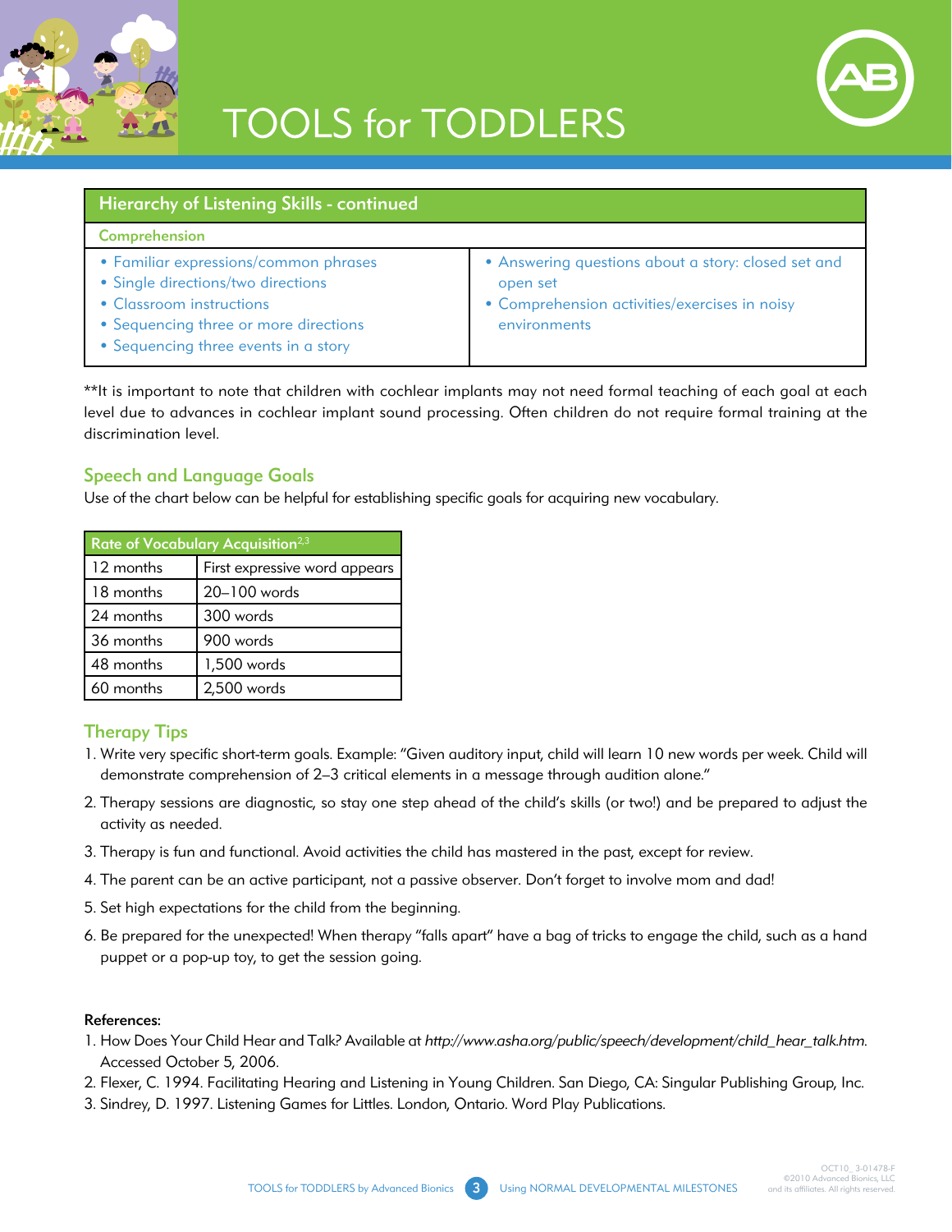# TOOLS for TODDLERS

## Hierarchy of Listening Skills - continued

### Comprehension

- Familiar expressions/common phrases
- Single directions/two directions
- Classroom instructions
- Sequencing three or more directions
- Sequencing three events in a story
- Answering questions about a story: closed set and open set
- Comprehension activities/exercises in noisy environments

**It is important to note that children with cochlear implants may not need formal teaching of each goal at each level due to advances in cochlear implant sound processing. Often children do not require formal training at the discrimination level.

## Speech and Language Goals

Use of the chart below can be helpful for establishing specific goals for acquiring new vocabulary.

| Rate of Vocabulary Acquisition[2,3] | |
|---|---|
| 12 months | First expressive word appears |
| 18 months | 20–100 words |
| 24 months | 300 words |
| 36 months | 900 words |
| 48 months | 1,500 words |
| 60 months | 2,500 words |

## Therapy Tips

1. Write very specific short-term goals. Example: "Given auditory input, child will learn 10 new words per week. Child will demonstrate comprehension of 2–3 critical elements in a message through audition alone."
2. Therapy sessions are diagnostic, so stay one step ahead of the child's skills (or two!) and be prepared to adjust the activity as needed.
3. Therapy is fun and functional. Avoid activities the child has mastered in the past, except for review.
4. The parent can be an active participant, not a passive observer. Don't forget to involve mom and dad!
5. Set high expectations for the child from the beginning.
6. Be prepared for the unexpected! When therapy "falls apart" have a bag of tricks to engage the child, such as a hand puppet or a pop-up toy, to get the session going.

**References:**

1. How Does Your Child Hear and Talk? Available at *http://www.asha.org/public/speech/development/child_hear_talk.htm*. Accessed October 5, 2006.
2. Flexer, C. 1994. Facilitating Hearing and Listening in Young Children. San Diego, CA: Singular Publishing Group, Inc.
3. Sindrey, D. 1997. Listening Games for Littles. London, Ontario. Word Play Publications.

OCT10_3-01478-F
©2010 Advanced Bionics, LLC and its affiliates. All rights reserved.